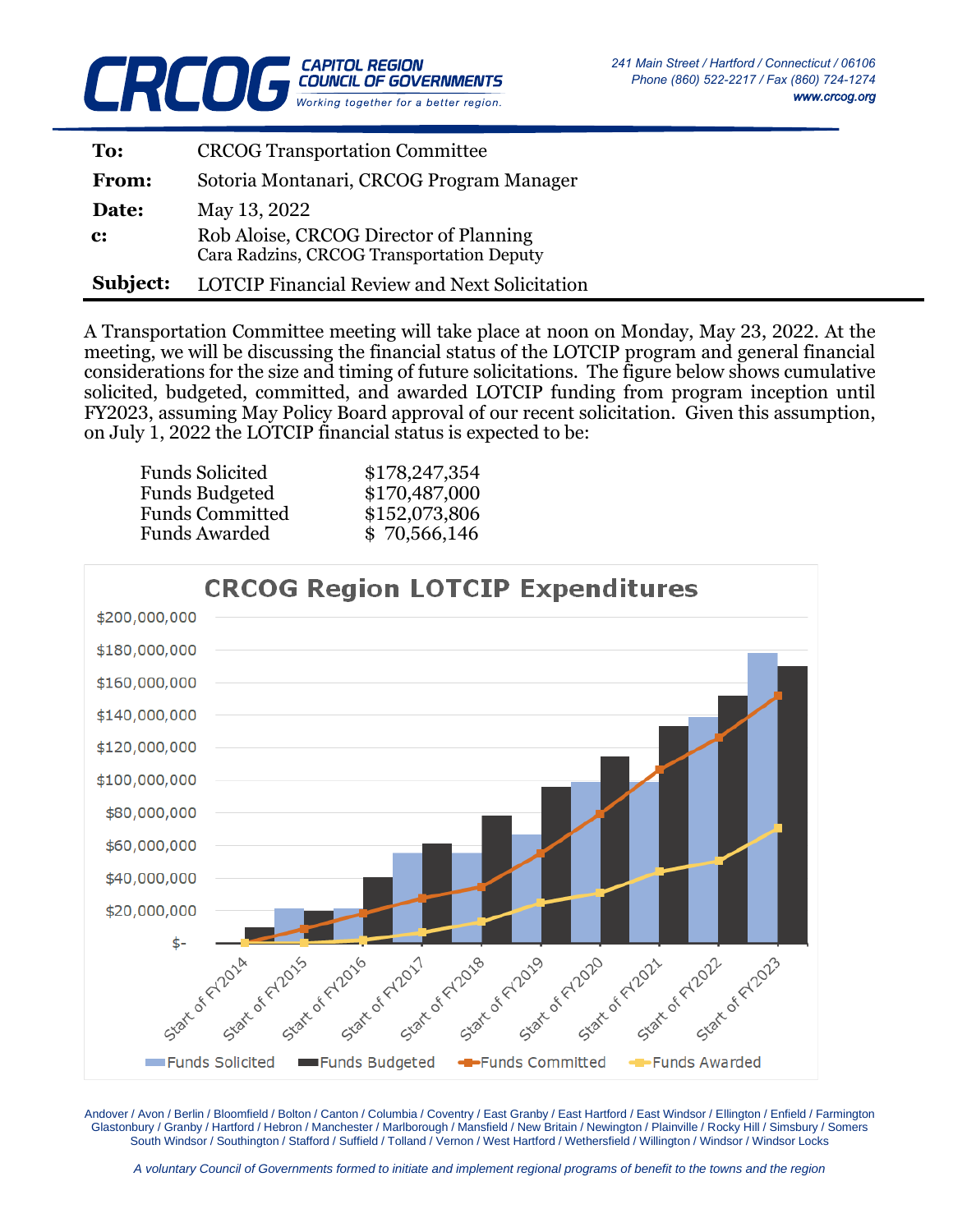**CRCOG** CAPITOL REGION COUNCIL OF GOVERNMENTS
*Working together for a better region.*

*241 Main Street / Hartford / Connecticut / 06106*
*Phone (860) 522-2217 / Fax (860) 724-1274*
***www.crcog.org***

| | |
|---|---|
| **To:** | CRCOG Transportation Committee |
| **From:** | Sotoria Montanari, CRCOG Program Manager |
| **Date:** | May 13, 2022 |
| **c:** | Rob Aloise, CRCOG Director of Planning<br>Cara Radzins, CRCOG Transportation Deputy |
| **Subject:** | LOTCIP Financial Review and Next Solicitation |

A Transportation Committee meeting will take place at noon on Monday, May 23, 2022. At the meeting, we will be discussing the financial status of the LOTCIP program and general financial considerations for the size and timing of future solicitations. The figure below shows cumulative solicited, budgeted, committed, and awarded LOTCIP funding from program inception until FY2023, assuming May Policy Board approval of our recent solicitation. Given this assumption, on July 1, 2022 the LOTCIP financial status is expected to be:

| | |
|---|---|
| Funds Solicited | $178,247,354 |
| Funds Budgeted | $170,487,000 |
| Funds Committed | $152,073,806 |
| Funds Awarded | $ 70,566,146 |

**CRCOG Region LOTCIP Expenditures**

(Chart: y-axis $- to $200,000,000; x-axis Start of FY2014 through Start of FY2023; series: Funds Solicited, Funds Budgeted, Funds Committed, Funds Awarded)

Andover / Avon / Berlin / Bloomfield / Bolton / Canton / Columbia / Coventry / East Granby / East Hartford / East Windsor / Ellington / Enfield / Farmington Glastonbury / Granby / Hartford / Hebron / Manchester / Marlborough / Mansfield / New Britain / Newington / Plainville / Rocky Hill / Simsbury / Somers South Windsor / Southington / Stafford / Suffield / Tolland / Vernon / West Hartford / Wethersfield / Willington / Windsor / Windsor Locks

*A voluntary Council of Governments formed to initiate and implement regional programs of benefit to the towns and the region*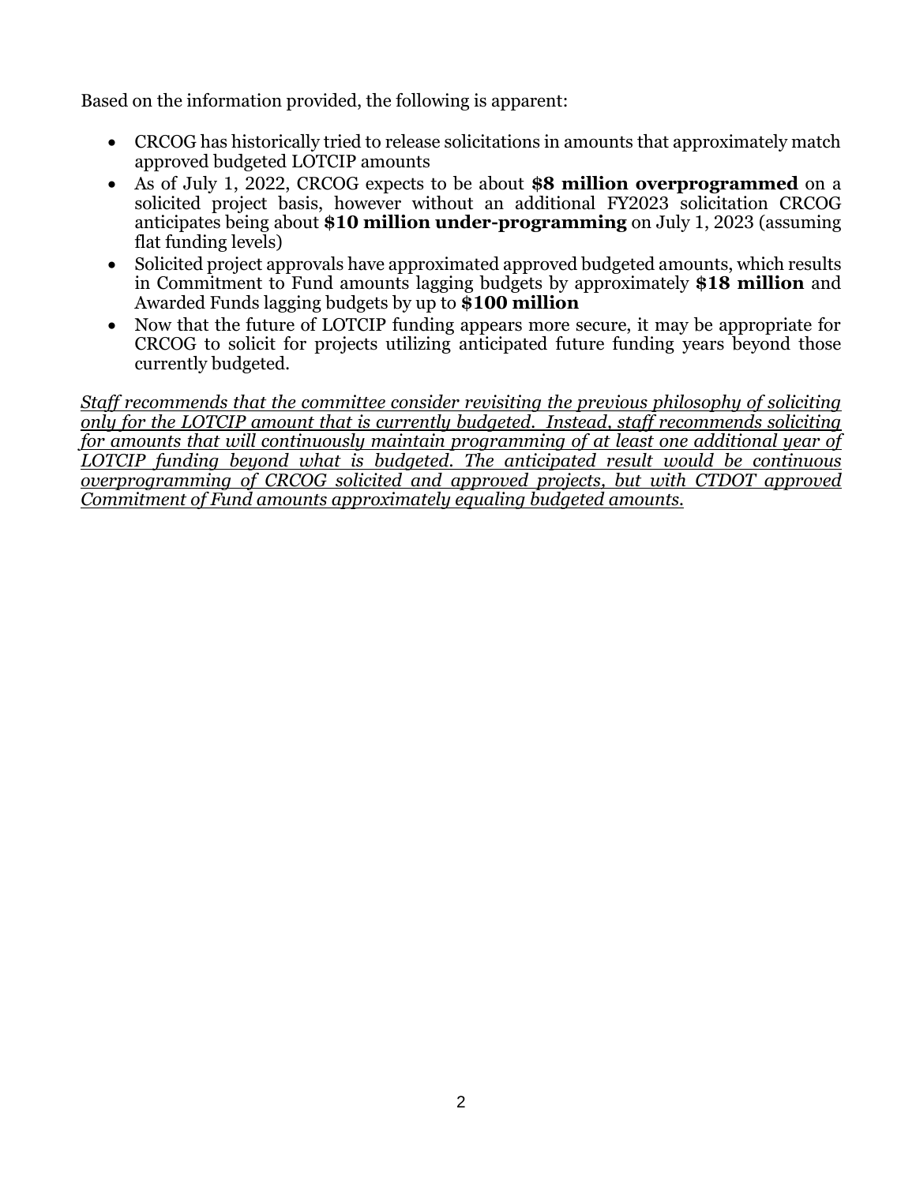Based on the information provided, the following is apparent:

- CRCOG has historically tried to release solicitations in amounts that approximately match approved budgeted LOTCIP amounts
- As of July 1, 2022, CRCOG expects to be about **$8 million overprogrammed** on a solicited project basis, however without an additional FY2023 solicitation CRCOG anticipates being about **$10 million under-programming** on July 1, 2023 (assuming flat funding levels)
- Solicited project approvals have approximated approved budgeted amounts, which results in Commitment to Fund amounts lagging budgets by approximately **$18 million** and Awarded Funds lagging budgets by up to **$100 million**
- Now that the future of LOTCIP funding appears more secure, it may be appropriate for CRCOG to solicit for projects utilizing anticipated future funding years beyond those currently budgeted.

<u>*Staff recommends that the committee consider revisiting the previous philosophy of soliciting only for the LOTCIP amount that is currently budgeted. Instead, staff recommends soliciting for amounts that will continuously maintain programming of at least one additional year of LOTCIP funding beyond what is budgeted. The anticipated result would be continuous overprogramming of CRCOG solicited and approved projects, but with CTDOT approved Commitment of Fund amounts approximately equaling budgeted amounts.*</u>